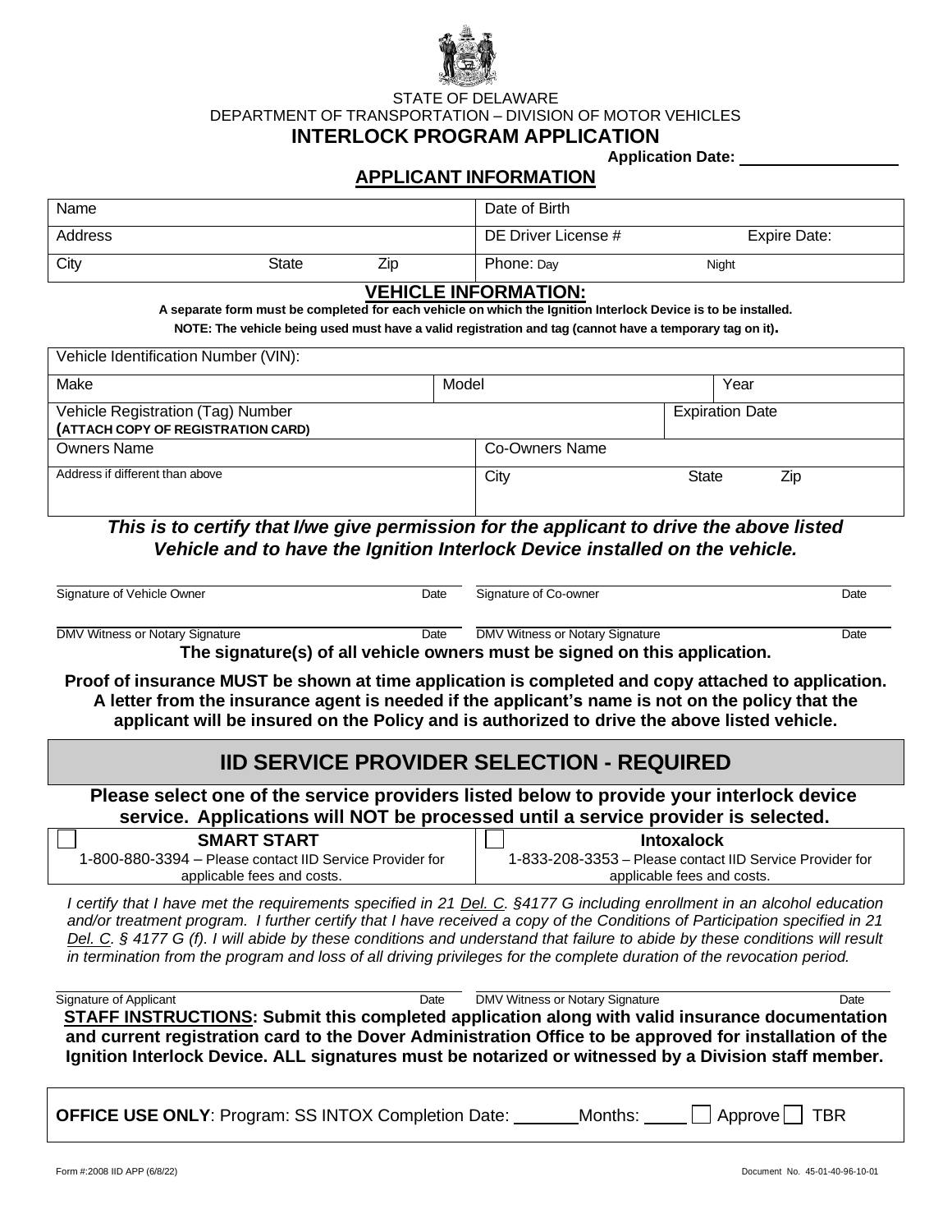STATE OF DELAWARE
DEPARTMENT OF TRANSPORTATION – DIVISION OF MOTOR VEHICLES

# INTERLOCK PROGRAM APPLICATION

**Application Date:** ____________________

## APPLICANT INFORMATION

| Name | | | Date of Birth | |
|---|---|---|---|---|
| Address | | | DE Driver License # | Expire Date: |
| City | State | Zip | Phone: Day | Night |

## VEHICLE INFORMATION:

**A separate form must be completed for each vehicle on which the Ignition Interlock Device is to be installed.**

**NOTE: The vehicle being used must have a valid registration and tag (cannot have a temporary tag on it).**

| Vehicle Identification Number (VIN): | | | |
|---|---|---|---|
| Make | Model | | Year |
| Vehicle Registration (Tag) Number **(ATTACH COPY OF REGISTRATION CARD)** | | Expiration Date | |
| Owners Name | Co-Owners Name | | |
| Address if different than above | City | State | Zip |

***This is to certify that I/we give permission for the applicant to drive the above listed Vehicle and to have the Ignition Interlock Device installed on the vehicle.***

Signature of Vehicle Owner ____________________ Date ________ Signature of Co-owner ____________________ Date ________

DMV Witness or Notary Signature ____________________ Date ________ DMV Witness or Notary Signature ____________________ Date ________

**The signature(s) of all vehicle owners must be signed on this application.**

**Proof of insurance MUST be shown at time application is completed and copy attached to application. A letter from the insurance agent is needed if the applicant's name is not on the policy that the applicant will be insured on the Policy and is authorized to drive the above listed vehicle.**

## IID SERVICE PROVIDER SELECTION - REQUIRED

**Please select one of the service providers listed below to provide your interlock device service. Applications will NOT be processed until a service provider is selected.**

| ☐ **SMART START** | ☐ **Intoxalock** |
|---|---|
| 1-800-880-3394 – Please contact IID Service Provider for applicable fees and costs. | 1-833-208-3353 – Please contact IID Service Provider for applicable fees and costs. |

*I certify that I have met the requirements specified in 21 Del. C. §4177 G including enrollment in an alcohol education and/or treatment program. I further certify that I have received a copy of the Conditions of Participation specified in 21 Del. C. § 4177 G (f). I will abide by these conditions and understand that failure to abide by these conditions will result in termination from the program and loss of all driving privileges for the complete duration of the revocation period.*

Signature of Applicant ____________________ Date ________ DMV Witness or Notary Signature ____________________ Date ________

**STAFF INSTRUCTIONS: Submit this completed application along with valid insurance documentation and current registration card to the Dover Administration Office to be approved for installation of the Ignition Interlock Device. ALL signatures must be notarized or witnessed by a Division staff member.**

**OFFICE USE ONLY**: Program: SS INTOX Completion Date: ________ Months: ______ ☐ Approve ☐ TBR

Form #:2008 IID APP (6/8/22) Document No. 45-01-40-96-10-01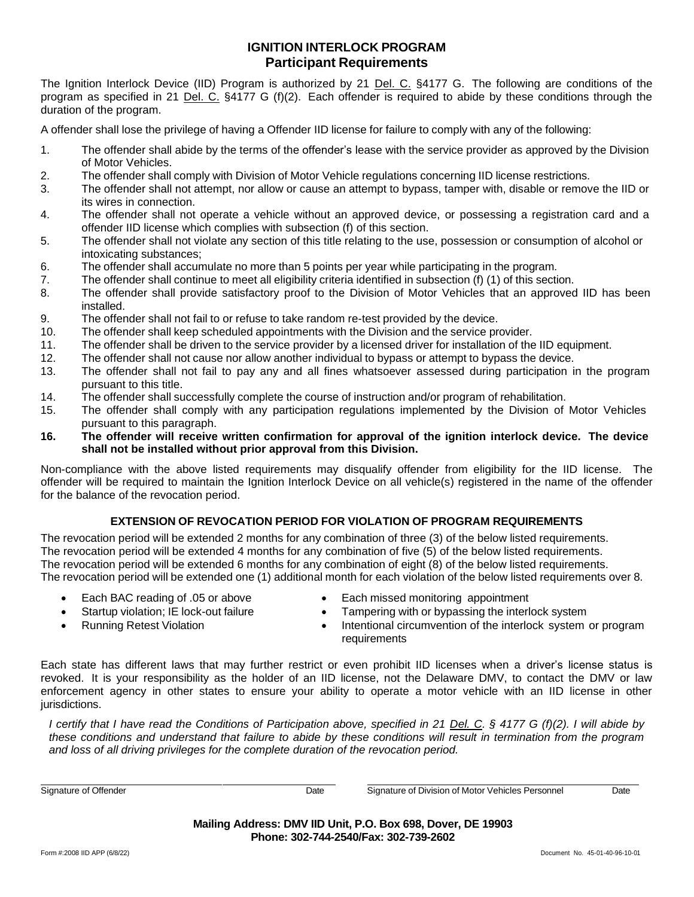# IGNITION INTERLOCK PROGRAM
## Participant Requirements

The Ignition Interlock Device (IID) Program is authorized by 21 Del. C. §4177 G. The following are conditions of the program as specified in 21 Del. C. §4177 G (f)(2). Each offender is required to abide by these conditions through the duration of the program.

A offender shall lose the privilege of having a Offender IID license for failure to comply with any of the following:

1. The offender shall abide by the terms of the offender's lease with the service provider as approved by the Division of Motor Vehicles.
2. The offender shall comply with Division of Motor Vehicle regulations concerning IID license restrictions.
3. The offender shall not attempt, nor allow or cause an attempt to bypass, tamper with, disable or remove the IID or its wires in connection.
4. The offender shall not operate a vehicle without an approved device, or possessing a registration card and a offender IID license which complies with subsection (f) of this section.
5. The offender shall not violate any section of this title relating to the use, possession or consumption of alcohol or intoxicating substances;
6. The offender shall accumulate no more than 5 points per year while participating in the program.
7. The offender shall continue to meet all eligibility criteria identified in subsection (f) (1) of this section.
8. The offender shall provide satisfactory proof to the Division of Motor Vehicles that an approved IID has been installed.
9. The offender shall not fail to or refuse to take random re-test provided by the device.
10. The offender shall keep scheduled appointments with the Division and the service provider.
11. The offender shall be driven to the service provider by a licensed driver for installation of the IID equipment.
12. The offender shall not cause nor allow another individual to bypass or attempt to bypass the device.
13. The offender shall not fail to pay any and all fines whatsoever assessed during participation in the program pursuant to this title.
14. The offender shall successfully complete the course of instruction and/or program of rehabilitation.
15. The offender shall comply with any participation regulations implemented by the Division of Motor Vehicles pursuant to this paragraph.
16. **The offender will receive written confirmation for approval of the ignition interlock device. The device shall not be installed without prior approval from this Division.**

Non-compliance with the above listed requirements may disqualify offender from eligibility for the IID license. The offender will be required to maintain the Ignition Interlock Device on all vehicle(s) registered in the name of the offender for the balance of the revocation period.

### EXTENSION OF REVOCATION PERIOD FOR VIOLATION OF PROGRAM REQUIREMENTS

The revocation period will be extended 2 months for any combination of three (3) of the below listed requirements.
The revocation period will be extended 4 months for any combination of five (5) of the below listed requirements.
The revocation period will be extended 6 months for any combination of eight (8) of the below listed requirements.
The revocation period will be extended one (1) additional month for each violation of the below listed requirements over 8.

- Each BAC reading of .05 or above
- Startup violation; IE lock-out failure
- Running Retest Violation
- Each missed monitoring appointment
- Tampering with or bypassing the interlock system
- Intentional circumvention of the interlock system or program requirements

Each state has different laws that may further restrict or even prohibit IID licenses when a driver's license status is revoked. It is your responsibility as the holder of an IID license, not the Delaware DMV, to contact the DMV or law enforcement agency in other states to ensure your ability to operate a motor vehicle with an IID license in other jurisdictions.

*I certify that I have read the Conditions of Participation above, specified in 21 Del. C. § 4177 G (f)(2). I will abide by these conditions and understand that failure to abide by these conditions will result in termination from the program and loss of all driving privileges for the complete duration of the revocation period.*

Signature of Offender ____________ Date ________ Signature of Division of Motor Vehicles Personnel ____________ Date ________

**Mailing Address: DMV IID Unit, P.O. Box 698, Dover, DE 19903**
**Phone: 302-744-2540/Fax: 302-739-2602**

Form #:2008 IID APP (6/8/22) Document No. 45-01-40-96-10-01